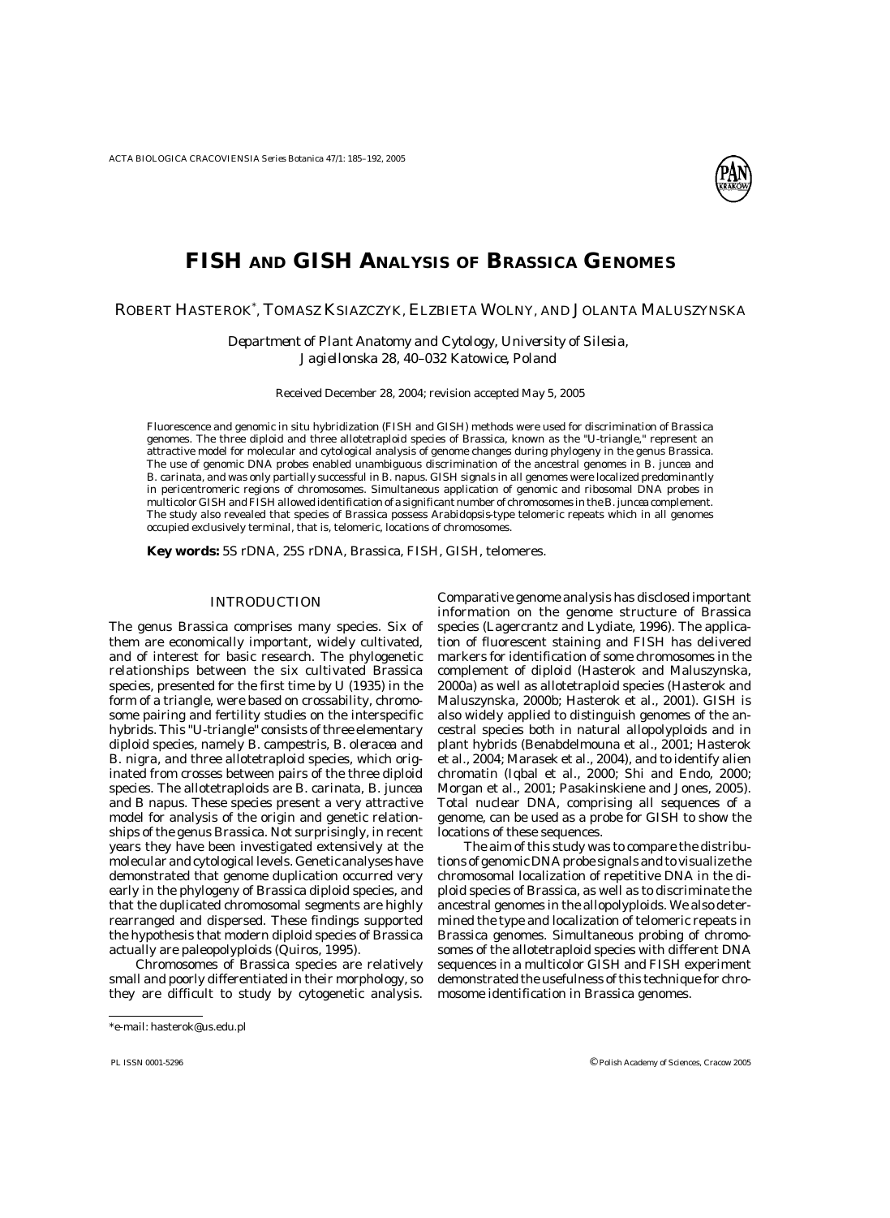# FISH AND GISH ANALYSIS OF BRASSICA GENOMES

ROBERT HASTEROK*, TOMASZ KSIAZCZYK, ELZBIETA WOLNY, AND JOLANTA MALUSZYNSKA

*Department of Plant Anatomy and Cytology, University of Silesia, Jagiellonska 28, 40–032 Katowice, Poland*

Received December 28, 2004; revision accepted May 5, 2005

Fluorescence and genomic in situ hybridization (FISH and GISH) methods were used for discrimination of *Brassica* genomes. The three diploid and three allotetraploid species of *Brassica*, known as the "U-triangle," represent an attractive model for molecular and cytological analysis of genome changes during phylogeny in the genus *Brassica*. The use of genomic DNA probes enabled unambiguous discrimination of the ancestral genomes in *B. juncea* and *B. carinata*, and was only partially successful in *B. napus*. GISH signals in all genomes were localized predominantly in pericentromeric regions of chromosomes. Simultaneous application of genomic and ribosomal DNA probes in multicolor GISH and FISH allowed identification of a significant number of chromosomes in the *B. juncea* complement. The study also revealed that species of *Brassica* possess *Arabidopsis*-type telomeric repeats which in all genomes occupied exclusively terminal, that is, telomeric, locations of chromosomes.

**Key words:** 5S rDNA, 25S rDNA, *Brassica*, FISH, GISH, telomeres.

## INTRODUCTION

The genus *Brassica* comprises many species. Six of them are economically important, widely cultivated, and of interest for basic research. The phylogenetic relationships between the six cultivated *Brassica* species, presented for the first time by U (1935) in the form of a triangle, were based on crossability, chromosome pairing and fertility studies on the interspecific hybrids. This "U-triangle" consists of three elementary diploid species, namely *B. campestris*, *B. oleracea* and *B. nigra*, and three allotetraploid species, which originated from crosses between pairs of the three diploid species. The allotetraploids are *B. carinata*, *B. juncea* and *B napus*. These species present a very attractive model for analysis of the origin and genetic relationships of the genus *Brassica*. Not surprisingly, in recent years they have been investigated extensively at the molecular and cytological levels. Genetic analyses have demonstrated that genome duplication occurred very early in the phylogeny of *Brassica* diploid species, and that the duplicated chromosomal segments are highly rearranged and dispersed. These findings supported the hypothesis that modern diploid species of *Brassica* actually are paleopolyploids (Quiros, 1995).

Chromosomes of *Brassica* species are relatively small and poorly differentiated in their morphology, so they are difficult to study by cytogenetic analysis. Comparative genome analysis has disclosed important information on the genome structure of *Brassica* species (Lagercrantz and Lydiate, 1996). The application of fluorescent staining and FISH has delivered markers for identification of some chromosomes in the complement of diploid (Hasterok and Maluszynska, 2000a) as well as allotetraploid species (Hasterok and Maluszynska, 2000b; Hasterok et al., 2001). GISH is also widely applied to distinguish genomes of the ancestral species both in natural allopolyploids and in plant hybrids (Benabdelmouna et al., 2001; Hasterok et al., 2004; Marasek et al., 2004), and to identify alien chromatin (Iqbal et al., 2000; Shi and Endo, 2000; Morgan et al., 2001; Pasakinskiene and Jones, 2005). Total nuclear DNA, comprising all sequences of a genome, can be used as a probe for GISH to show the locations of these sequences.

The aim of this study was to compare the distributions of genomic DNA probe signals and to visualize the chromosomal localization of repetitive DNA in the diploid species of *Brassica*, as well as to discriminate the ancestral genomes in the allopolyploids. We also determined the type and localization of telomeric repeats in *Brassica* genomes. Simultaneous probing of chromosomes of the allotetraploid species with different DNA sequences in a multicolor GISH and FISH experiment demonstrated the usefulness of this technique for chromosome identification in *Brassica* genomes.

*e-mail: hasterok@us.edu.pl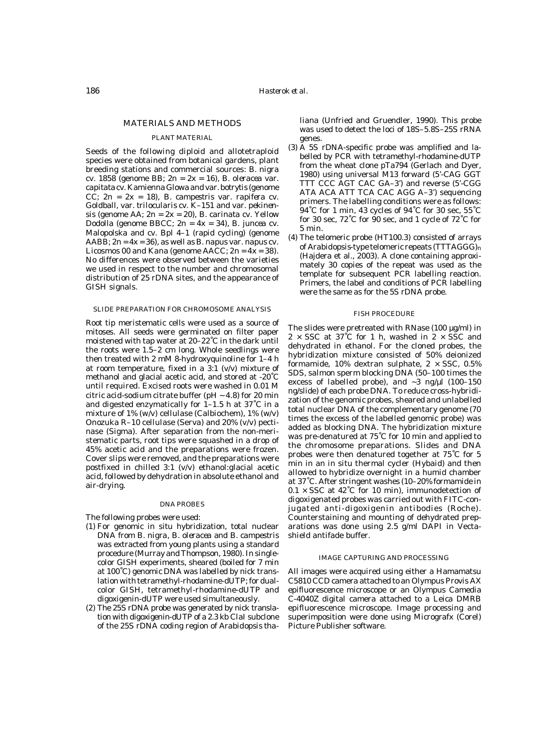## MATERIALS AND METHODS

### PLANT MATERIAL

Seeds of the following diploid and allotetraploid species were obtained from botanical gardens, plant breeding stations and commercial sources: *B. nigra* cv. 1858 (genome BB; $2n = 2x = 16$), *B. oleracea* var. *capitata* cv. Kamienna Glowa and var. *botrytis* (genome CC; $2n = 2x = 18$), *B. campestris* var. *rapifera* cv. Goldball, var. *trilocularis* cv. K–151 and var. *pekinensis* (genome AA; $2n = 2x = 20$), *B. carinata* cv. Yellow Dodolla (genome BBCC; $2n = 4x = 34$), *B. juncea* cv. Malopolska and cv. Bpl 4–1 (rapid cycling) (genome AABB; $2n = 4x = 36$), as well as *B. napus* var. *napus* cv. Licosmos 00 and Kana (genome AACC; $2n = 4x = 38$). No differences were observed between the varieties we used in respect to the number and chromosomal distribution of 25 rDNA sites, and the appearance of GISH signals.

### SLIDE PREPARATION FOR CHROMOSOME ANALYSIS

Root tip meristematic cells were used as a source of mitoses. All seeds were germinated on filter paper moistened with tap water at 20–22°C in the dark until the roots were 1.5–2 cm long. Whole seedlings were then treated with 2 mM 8-hydroxyquinoline for 1–4 h at room temperature, fixed in a 3:1 (v/v) mixture of methanol and glacial acetic acid, and stored at -20°C until required. Excised roots were washed in 0.01 M citric acid-sodium citrate buffer (pH ~ 4.8) for 20 min and digested enzymatically for 1–1.5 h at 37°C in a mixture of 1% (w/v) cellulase (Calbiochem), 1% (w/v) Onozuka R–10 cellulase (Serva) and 20% (v/v) pectinase (Sigma). After separation from the non-meristematic parts, root tips were squashed in a drop of 45% acetic acid and the preparations were frozen. Cover slips were removed, and the preparations were postfixed in chilled 3:1 (v/v) ethanol:glacial acetic acid, followed by dehydration in absolute ethanol and air-drying.

### DNA PROBES

The following probes were used:

(1) For genomic in situ hybridization, total nuclear DNA from *B. nigra*, *B. oleracea* and *B. campestris* was extracted from young plants using a standard procedure (Murray and Thompson, 1980). In single-color GISH experiments, sheared (boiled for 7 min at 100°C) genomic DNA was labelled by nick translation with tetramethyl-rhodamine-dUTP; for dual-color GISH, tetramethyl-rhodamine-dUTP and digoxigenin-dUTP were used simultaneously.

(2) The 25S rDNA probe was generated by nick translation with digoxigenin-dUTP of a 2.3 kb ClaI subclone of the 25S rDNA coding region of *Arabidopsis thaliana* (Unfried and Gruendler, 1990). This probe was used to detect the loci of 18S–5.8S–25S rRNA genes.

(3) A 5S rDNA-specific probe was amplified and labelled by PCR with tetramethyl-rhodamine-dUTP from the wheat clone pTa794 (Gerlach and Dyer, 1980) using universal M13 forward (5'-CAG GGT TTT CCC AGT CAC GA–3') and reverse (5'-CGG ATA ACA ATT TCA CAC AGG A–3') sequencing primers. The labelling conditions were as follows: 94°C for 1 min, 43 cycles of 94°C for 30 sec, 55°C for 30 sec, 72°C for 90 sec, and 1 cycle of 72°C for 5 min.

(4) The telomeric probe (HT100.3) consisted of arrays of *Arabidopsis*-type telomeric repeats $(TTTAGGG)_n$ (Hajdera et al., 2003). A clone containing approximately 30 copies of the repeat was used as the template for subsequent PCR labelling reaction. Primers, the label and conditions of PCR labelling were the same as for the 5S rDNA probe.

### FISH PROCEDURE

The slides were pretreated with RNase (100 µg/ml) in 2 × SSC at 37°C for 1 h, washed in 2 × SSC and dehydrated in ethanol. For the cloned probes, the hybridization mixture consisted of 50% deionized formamide, 10% dextran sulphate, 2 × SSC, 0.5% SDS, salmon sperm blocking DNA (50–100 times the excess of labelled probe), and ~3 ng/µl (100–150 ng/slide) of each probe DNA. To reduce cross-hybridization of the genomic probes, sheared and unlabelled total nuclear DNA of the complementary genome (70 times the excess of the labelled genomic probe) was added as blocking DNA. The hybridization mixture was pre-denatured at 75°C for 10 min and applied to the chromosome preparations. Slides and DNA probes were then denatured together at 75°C for 5 min in an in situ thermal cycler (Hybaid) and then allowed to hybridize overnight in a humid chamber at 37°C. After stringent washes (10–20% formamide in 0.1 × SSC at 42°C for 10 min), immunodetection of digoxigenated probes was carried out with FITC-conjugated anti-digoxigenin antibodies (Roche). Counterstaining and mounting of dehydrated preparations was done using 2.5 g/ml DAPI in Vectashield antifade buffer.

### IMAGE CAPTURING AND PROCESSING

All images were acquired using either a Hamamatsu C5810 CCD camera attached to an Olympus Provis AX epifluorescence microscope or an Olympus Camedia C-4040Z digital camera attached to a Leica DMRB epifluorescence microscope. Image processing and superimposition were done using Micrografx (Corel) Picture Publisher software.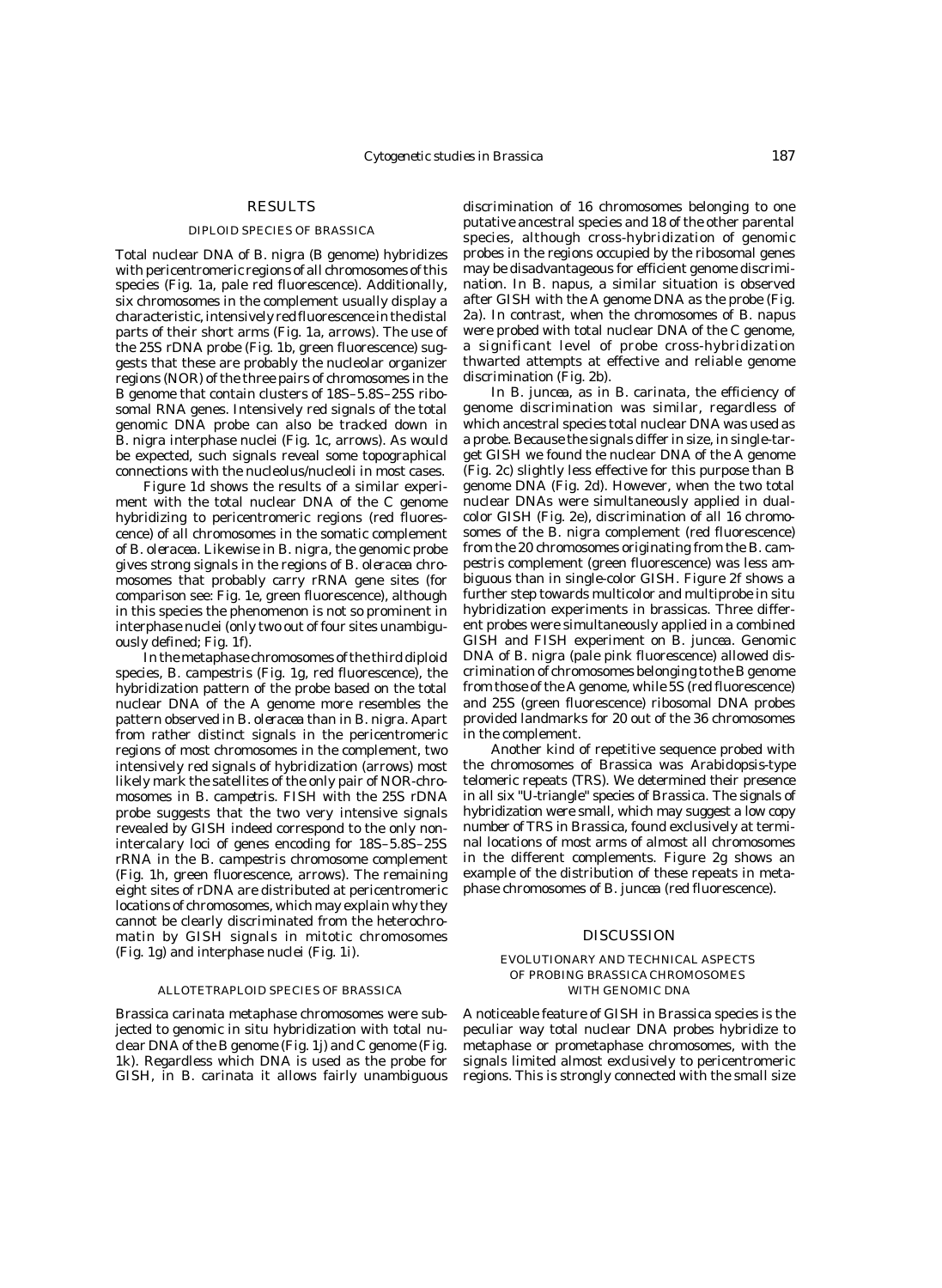## RESULTS

### DIPLOID SPECIES OF BRASSICA

Total nuclear DNA of *B. nigra* (B genome) hybridizes with pericentromeric regions of all chromosomes of this species (Fig. 1a, pale red fluorescence). Additionally, six chromosomes in the complement usually display a characteristic, intensively red fluorescence in the distal parts of their short arms (Fig. 1a, arrows). The use of the 25S rDNA probe (Fig. 1b, green fluorescence) suggests that these are probably the nucleolar organizer regions (NOR) of the three pairs of chromosomes in the B genome that contain clusters of 18S–5.8S–25S ribosomal RNA genes. Intensively red signals of the total genomic DNA probe can also be tracked down in *B. nigra* interphase nuclei (Fig. 1c, arrows). As would be expected, such signals reveal some topographical connections with the nucleolus/nucleoli in most cases.

Figure 1d shows the results of a similar experiment with the total nuclear DNA of the C genome hybridizing to pericentromeric regions (red fluorescence) of all chromosomes in the somatic complement of *B. oleracea*. Likewise in *B. nigra*, the genomic probe gives strong signals in the regions of *B. oleracea* chromosomes that probably carry rRNA gene sites (for comparison see: Fig. 1e, green fluorescence), although in this species the phenomenon is not so prominent in interphase nuclei (only two out of four sites unambiguously defined; Fig. 1f).

In the metaphase chromosomes of the third diploid species, *B. campestris* (Fig. 1g, red fluorescence), the hybridization pattern of the probe based on the total nuclear DNA of the A genome more resembles the pattern observed in *B. oleracea* than in *B. nigra*. Apart from rather distinct signals in the pericentromeric regions of most chromosomes in the complement, two intensively red signals of hybridization (arrows) most likely mark the satellites of the only pair of NOR-chromosomes in *B. campetris*. FISH with the 25S rDNA probe suggests that the two very intensive signals revealed by GISH indeed correspond to the only non-intercalary loci of genes encoding for 18S–5.8S–25S rRNA in the *B. campestris* chromosome complement (Fig. 1h, green fluorescence, arrows). The remaining eight sites of rDNA are distributed at pericentromeric locations of chromosomes, which may explain why they cannot be clearly discriminated from the heterochromatin by GISH signals in mitotic chromosomes (Fig. 1g) and interphase nuclei (Fig. 1i).

### ALLOTETRAPLOID SPECIES OF BRASSICA

*Brassica carinata* metaphase chromosomes were subjected to genomic in situ hybridization with total nuclear DNA of the B genome (Fig. 1j) and C genome (Fig. 1k). Regardless which DNA is used as the probe for GISH, in *B. carinata* it allows fairly unambiguous discrimination of 16 chromosomes belonging to one putative ancestral species and 18 of the other parental species, although cross-hybridization of genomic probes in the regions occupied by the ribosomal genes may be disadvantageous for efficient genome discrimination. In *B. napus*, a similar situation is observed after GISH with the A genome DNA as the probe (Fig. 2a). In contrast, when the chromosomes of *B. napus* were probed with total nuclear DNA of the C genome, a significant level of probe cross-hybridization thwarted attempts at effective and reliable genome discrimination (Fig. 2b).

In *B. juncea*, as in *B. carinata*, the efficiency of genome discrimination was similar, regardless of which ancestral species total nuclear DNA was used as a probe. Because the signals differ in size, in single-target GISH we found the nuclear DNA of the A genome (Fig. 2c) slightly less effective for this purpose than B genome DNA (Fig. 2d). However, when the two total nuclear DNAs were simultaneously applied in dual-color GISH (Fig. 2e), discrimination of all 16 chromosomes of the *B. nigra* complement (red fluorescence) from the 20 chromosomes originating from the *B. campestris* complement (green fluorescence) was less ambiguous than in single-color GISH. Figure 2f shows a further step towards multicolor and multiprobe in situ hybridization experiments in brassicas. Three different probes were simultaneously applied in a combined GISH and FISH experiment on *B. juncea*. Genomic DNA of *B. nigra* (pale pink fluorescence) allowed discrimination of chromosomes belonging to the B genome from those of the A genome, while 5S (red fluorescence) and 25S (green fluorescence) ribosomal DNA probes provided landmarks for 20 out of the 36 chromosomes in the complement.

Another kind of repetitive sequence probed with the chromosomes of *Brassica* was *Arabidopsis*-type telomeric repeats (TRS). We determined their presence in all six "U-triangle" species of *Brassica*. The signals of hybridization were small, which may suggest a low copy number of TRS in *Brassica*, found exclusively at terminal locations of most arms of almost all chromosomes in the different complements. Figure 2g shows an example of the distribution of these repeats in metaphase chromosomes of *B. juncea* (red fluorescence).

## DISCUSSION

### EVOLUTIONARY AND TECHNICAL ASPECTS OF PROBING BRASSICA CHROMOSOMES WITH GENOMIC DNA

A noticeable feature of GISH in *Brassica* species is the peculiar way total nuclear DNA probes hybridize to metaphase or prometaphase chromosomes, with the signals limited almost exclusively to pericentromeric regions. This is strongly connected with the small size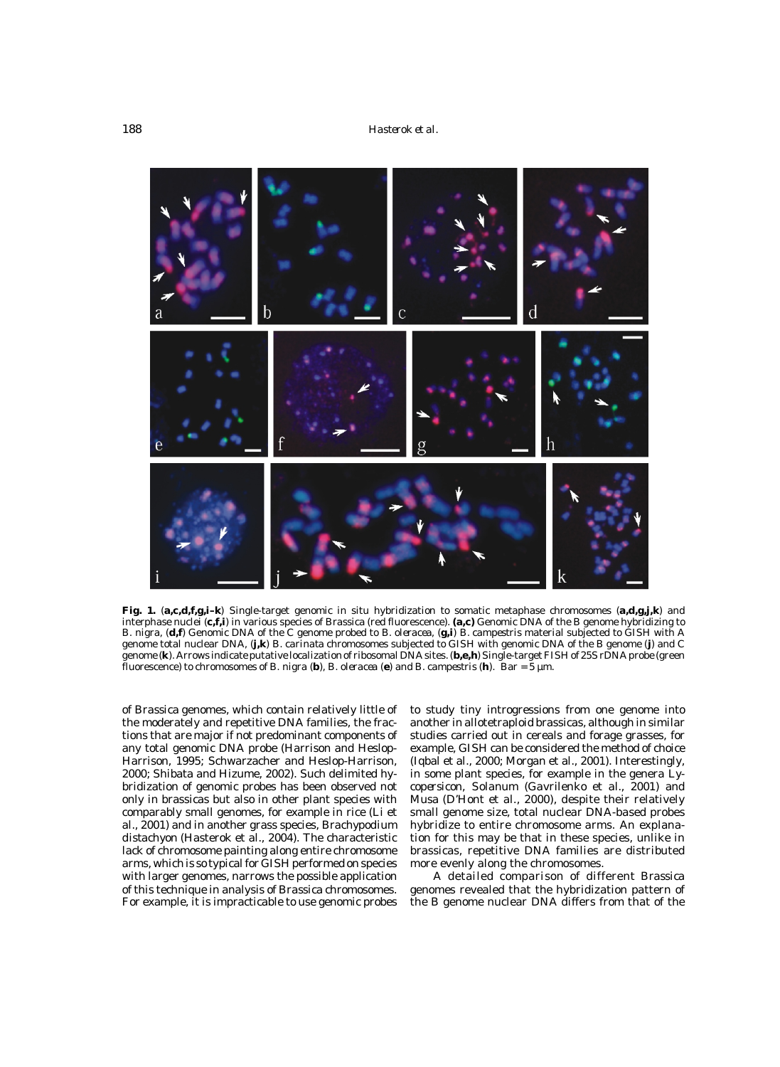**Fig. 1.** (**a,c,d,f,g,i–k**) Single-target genomic in situ hybridization to somatic metaphase chromosomes (**a,d,g,j,k**) and interphase nuclei (**c,f,i**) in various species of *Brassica* (red fluorescence). **(a,c)** Genomic DNA of the B genome hybridizing to *B. nigra*, (**d,f**) Genomic DNA of the C genome probed to *B. oleracea*, (**g,i**) *B. campestris* material subjected to GISH with A genome total nuclear DNA, (**j,k**) *B. carinata* chromosomes subjected to GISH with genomic DNA of the B genome (**j**) and C genome (**k**). Arrows indicate putative localization of ribosomal DNA sites. (**b,e,h**) Single-target FISH of 25S rDNA probe (green fluorescence) to chromosomes of *B. nigra* (**b**), *B. oleracea* (**e**) and *B. campestris* (**h**). Bar = 5 µm.

of *Brassica* genomes, which contain relatively little of the moderately and repetitive DNA families, the fractions that are major if not predominant components of any total genomic DNA probe (Harrison and Heslop-Harrison, 1995; Schwarzacher and Heslop-Harrison, 2000; Shibata and Hizume, 2002). Such delimited hybridization of genomic probes has been observed not only in brassicas but also in other plant species with comparably small genomes, for example in rice (Li et al., 2001) and in another grass species, *Brachypodium distachyon* (Hasterok et al., 2004). The characteristic lack of chromosome painting along entire chromosome arms, which is so typical for GISH performed on species with larger genomes, narrows the possible application of this technique in analysis of *Brassica* chromosomes. For example, it is impracticable to use genomic probes to study tiny introgressions from one genome into another in allotetraploid brassicas, although in similar studies carried out in cereals and forage grasses, for example, GISH can be considered the method of choice (Iqbal et al., 2000; Morgan et al., 2001). Interestingly, in some plant species, for example in the genera *Lycopersicon*, *Solanum* (Gavrilenko et al., 2001) and *Musa* (D'Hont et al., 2000), despite their relatively small genome size, total nuclear DNA-based probes hybridize to entire chromosome arms. An explanation for this may be that in these species, unlike in brassicas, repetitive DNA families are distributed more evenly along the chromosomes.

A detailed comparison of different *Brassica* genomes revealed that the hybridization pattern of the B genome nuclear DNA differs from that of the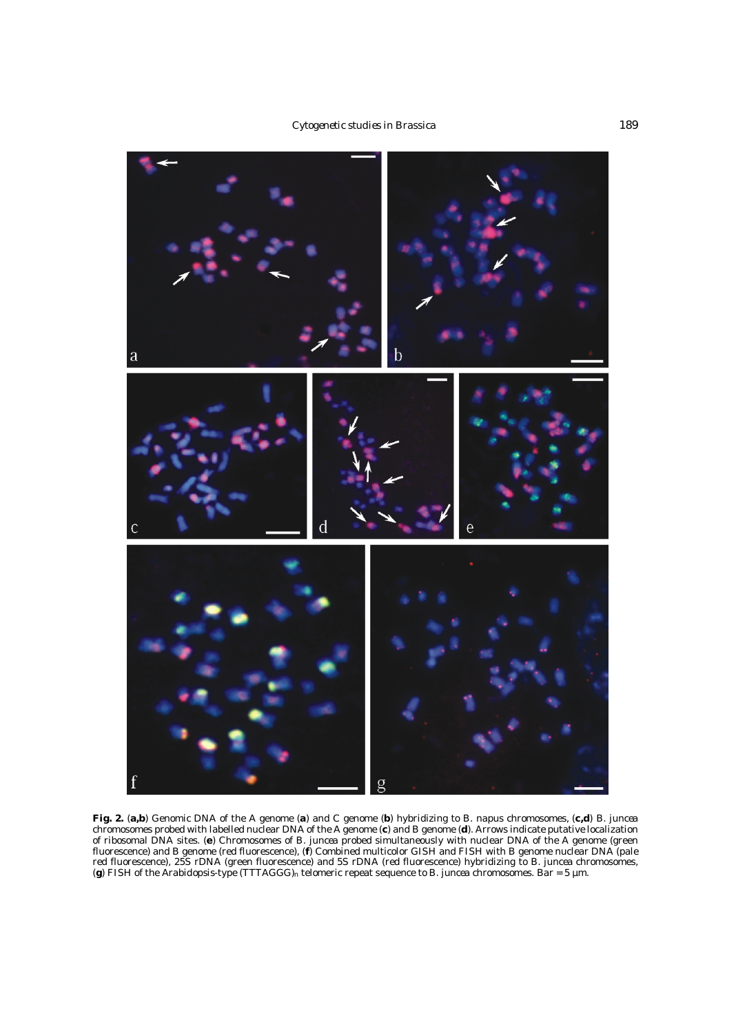**Fig. 2.** (**a,b**) Genomic DNA of the A genome (**a**) and C genome (**b**) hybridizing to *B. napus* chromosomes, (**c,d**) *B. juncea* chromosomes probed with labelled nuclear DNA of the A genome (**c**) and B genome (**d**). Arrows indicate putative localization of ribosomal DNA sites. (**e**) Chromosomes of *B. juncea* probed simultaneously with nuclear DNA of the A genome (green fluorescence) and B genome (red fluorescence), (**f**) Combined multicolor GISH and FISH with B genome nuclear DNA (pale red fluorescence), 25S rDNA (green fluorescence) and 5S rDNA (red fluorescence) hybridizing to *B. juncea* chromosomes, (**g**) FISH of the *Arabidopsis*-type $(TTTAGGG)_n$ telomeric repeat sequence to *B. juncea* chromosomes. Bar = 5 µm.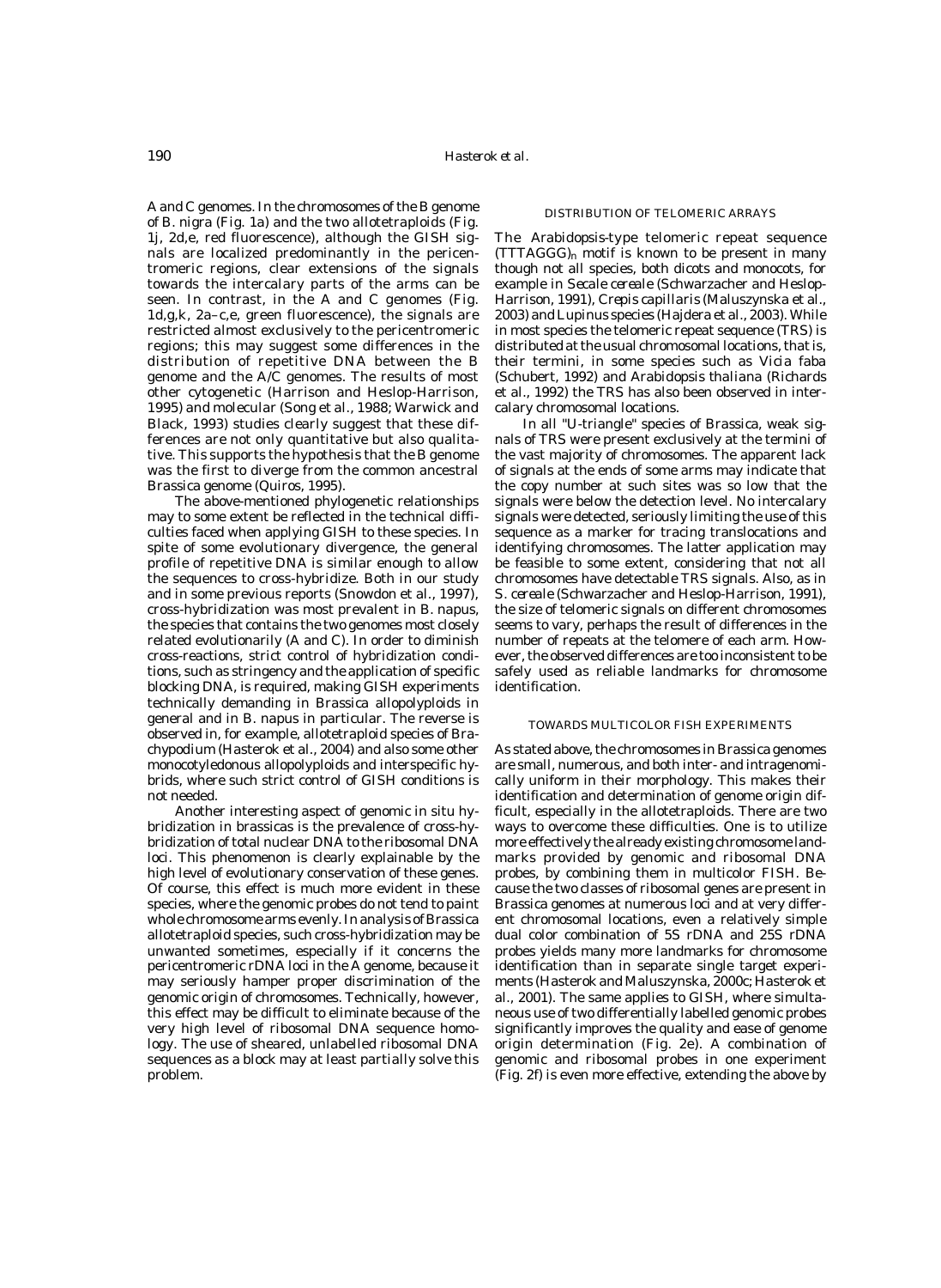A and C genomes. In the chromosomes of the B genome of *B. nigra* (Fig. 1a) and the two allotetraploids (Fig. 1j, 2d,e, red fluorescence), although the GISH signals are localized predominantly in the pericentromeric regions, clear extensions of the signals towards the intercalary parts of the arms can be seen. In contrast, in the A and C genomes (Fig. 1d,g,k, 2a–c,e, green fluorescence), the signals are restricted almost exclusively to the pericentromeric regions; this may suggest some differences in the distribution of repetitive DNA between the B genome and the A/C genomes. The results of most other cytogenetic (Harrison and Heslop-Harrison, 1995) and molecular (Song et al., 1988; Warwick and Black, 1993) studies clearly suggest that these differences are not only quantitative but also qualitative. This supports the hypothesis that the B genome was the first to diverge from the common ancestral *Brassica* genome (Quiros, 1995).

The above-mentioned phylogenetic relationships may to some extent be reflected in the technical difficulties faced when applying GISH to these species. In spite of some evolutionary divergence, the general profile of repetitive DNA is similar enough to allow the sequences to cross-hybridize. Both in our study and in some previous reports (Snowdon et al., 1997), cross-hybridization was most prevalent in *B. napus*, the species that contains the two genomes most closely related evolutionarily (A and C). In order to diminish cross-reactions, strict control of hybridization conditions, such as stringency and the application of specific blocking DNA, is required, making GISH experiments technically demanding in *Brassica* allopolyploids in general and in *B. napus* in particular. The reverse is observed in, for example, allotetraploid species of *Brachypodium* (Hasterok et al., 2004) and also some other monocotyledonous allopolyploids and interspecific hybrids, where such strict control of GISH conditions is not needed.

Another interesting aspect of genomic in situ hybridization in brassicas is the prevalence of cross-hybridization of total nuclear DNA to the ribosomal DNA loci. This phenomenon is clearly explainable by the high level of evolutionary conservation of these genes. Of course, this effect is much more evident in these species, where the genomic probes do not tend to paint whole chromosome arms evenly. In analysis of *Brassica* allotetraploid species, such cross-hybridization may be unwanted sometimes, especially if it concerns the pericentromeric rDNA loci in the A genome, because it may seriously hamper proper discrimination of the genomic origin of chromosomes. Technically, however, this effect may be difficult to eliminate because of the very high level of ribosomal DNA sequence homology. The use of sheared, unlabelled ribosomal DNA sequences as a block may at least partially solve this problem.

## DISTRIBUTION OF TELOMERIC ARRAYS

The *Arabidopsis*-type telomeric repeat sequence $(TTTAGGG)_n$ motif is known to be present in many though not all species, both dicots and monocots, for example in *Secale cereale* (Schwarzacher and Heslop-Harrison, 1991), *Crepis capillaris* (Maluszynska et al., 2003) and *Lupinus* species (Hajdera et al., 2003). While in most species the telomeric repeat sequence (TRS) is distributed at the usual chromosomal locations, that is, their termini, in some species such as *Vicia faba* (Schubert, 1992) and *Arabidopsis thaliana* (Richards et al., 1992) the TRS has also been observed in intercalary chromosomal locations.

In all "U-triangle" species of *Brassica*, weak signals of TRS were present exclusively at the termini of the vast majority of chromosomes. The apparent lack of signals at the ends of some arms may indicate that the copy number at such sites was so low that the signals were below the detection level. No intercalary signals were detected, seriously limiting the use of this sequence as a marker for tracing translocations and identifying chromosomes. The latter application may be feasible to some extent, considering that not all chromosomes have detectable TRS signals. Also, as in *S. cereale* (Schwarzacher and Heslop-Harrison, 1991), the size of telomeric signals on different chromosomes seems to vary, perhaps the result of differences in the number of repeats at the telomere of each arm. However, the observed differences are too inconsistent to be safely used as reliable landmarks for chromosome identification.

## TOWARDS MULTICOLOR FISH EXPERIMENTS

As stated above, the chromosomes in *Brassica* genomes are small, numerous, and both inter- and intragenomically uniform in their morphology. This makes their identification and determination of genome origin difficult, especially in the allotetraploids. There are two ways to overcome these difficulties. One is to utilize more effectively the already existing chromosome landmarks provided by genomic and ribosomal DNA probes, by combining them in multicolor FISH. Because the two classes of ribosomal genes are present in *Brassica* genomes at numerous loci and at very different chromosomal locations, even a relatively simple dual color combination of 5S rDNA and 25S rDNA probes yields many more landmarks for chromosome identification than in separate single target experiments (Hasterok and Maluszynska, 2000c; Hasterok et al., 2001). The same applies to GISH, where simultaneous use of two differentially labelled genomic probes significantly improves the quality and ease of genome origin determination (Fig. 2e). A combination of genomic and ribosomal probes in one experiment (Fig. 2f) is even more effective, extending the above by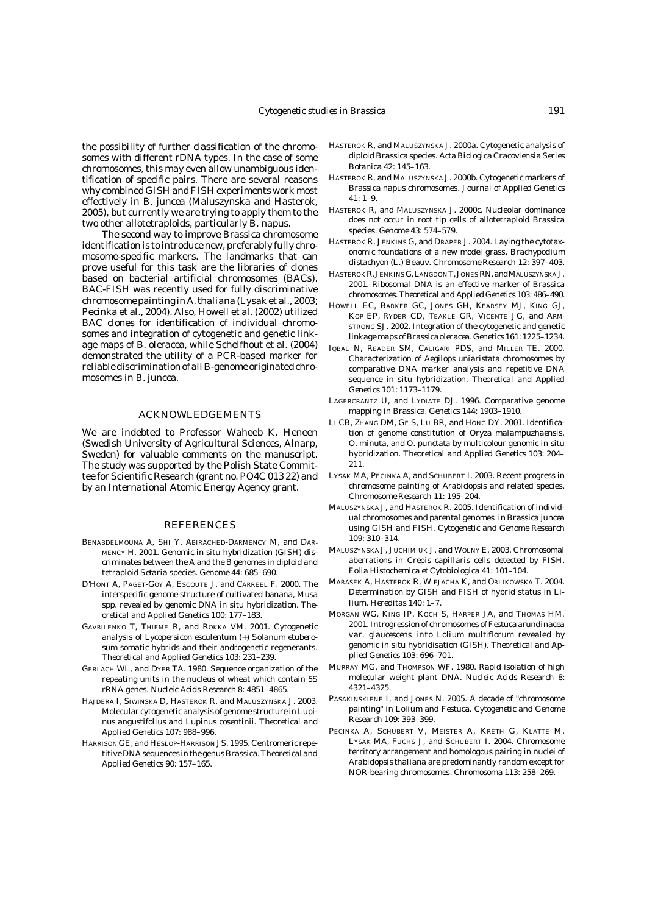the possibility of further classification of the chromosomes with different rDNA types. In the case of some chromosomes, this may even allow unambiguous identification of specific pairs. There are several reasons why combined GISH and FISH experiments work most effectively in *B. juncea* (Maluszynska and Hasterok, 2005), but currently we are trying to apply them to the two other allotetraploids, particularly *B. napus*.

The second way to improve *Brassica* chromosome identification is to introduce new, preferably fully chromosome-specific markers. The landmarks that can prove useful for this task are the libraries of clones based on bacterial artificial chromosomes (BACs). BAC-FISH was recently used for fully discriminative chromosome painting in *A. thaliana* (Lysak et al., 2003; Pecinka et al., 2004). Also, Howell et al. (2002) utilized BAC clones for identification of individual chromosomes and integration of cytogenetic and genetic linkage maps of *B. oleracea*, while Schelfhout et al. (2004) demonstrated the utility of a PCR-based marker for reliable discrimination of all B-genome originated chromosomes in *B. juncea*.

## ACKNOWLEDGEMENTS

We are indebted to Professor Waheeb K. Heneen (Swedish University of Agricultural Sciences, Alnarp, Sweden) for valuable comments on the manuscript. The study was supported by the Polish State Committee for Scientific Research (grant no. PO4C 013 22) and by an International Atomic Energy Agency grant.

## REFERENCES

BENABDELMOUNA A, SHI Y, ABIRACHED-DARMENCY M, and DARMENCY H. 2001. Genomic in situ hybridization (GISH) discriminates between the A and the B genomes in diploid and tetraploid *Setaria* species. *Genome* 44: 685–690.

D'HONT A, PAGET-GOY A, ESCOUTE J, and CARREEL F. 2000. The interspecific genome structure of cultivated banana, *Musa* spp. revealed by genomic DNA in situ hybridization. *Theoretical and Applied Genetics* 100: 177–183.

GAVRILENKO T, THIEME R, and ROKKA VM. 2001. Cytogenetic analysis of *Lycopersicon esculentum* (+) *Solanum etuberosum* somatic hybrids and their androgenetic regenerants. *Theoretical and Applied Genetics* 103: 231–239.

GERLACH WL, and DYER TA. 1980. Sequence organization of the repeating units in the nucleus of wheat which contain 5S rRNA genes. *Nucleic Acids Research* 8: 4851–4865.

HAJDERA I, SIWINSKA D, HASTEROK R, and MALUSZYNSKA J. 2003. Molecular cytogenetic analysis of genome structure in *Lupinus angustifolius* and *Lupinus cosentinii*. *Theoretical and Applied Genetics* 107: 988–996.

HARRISON GE, and HESLOP-HARRISON JS. 1995. Centromeric repetitive DNA sequences in the genus *Brassica*. *Theoretical and Applied Genetics* 90: 157–165.

HASTEROK R, and MALUSZYNSKA J. 2000a. Cytogenetic analysis of diploid *Brassica* species. *Acta Biologica Cracoviensia Series Botanica* 42: 145–163.

HASTEROK R, and MALUSZYNSKA J. 2000b. Cytogenetic markers of *Brassica napus* chromosomes. *Journal of Applied Genetics* 41: 1–9.

HASTEROK R, and MALUSZYNSKA J. 2000c. Nucleolar dominance does not occur in root tip cells of allotetraploid *Brassica* species. *Genome* 43: 574–579.

HASTEROK R, JENKINS G, and DRAPER J. 2004. Laying the cytotaxonomic foundations of a new model grass, *Brachypodium distachyon* (L.) Beauv. *Chromosome Research* 12: 397–403.

HASTEROK R, JENKINS G, LANGDON T, JONES RN, and MALUSZYNSKA J. 2001. Ribosomal DNA is an effective marker of *Brassica* chromosomes. *Theoretical and Applied Genetics* 103: 486–490.

HOWELL EC, BARKER GC, JONES GH, KEARSEY MJ, KING GJ, KOP EP, RYDER CD, TEAKLE GR, VICENTE JG, and ARMSTRONG SJ. 2002. Integration of the cytogenetic and genetic linkage maps of *Brassica oleracea*. *Genetics* 161: 1225–1234.

IQBAL N, READER SM, CALIGARI PDS, and MILLER TE. 2000. Characterization of *Aegilops uniaristata* chromosomes by comparative DNA marker analysis and repetitive DNA sequence in situ hybridization. *Theoretical and Applied Genetics* 101: 1173–1179.

LAGERCRANTZ U, and LYDIATE DJ. 1996. Comparative genome mapping in *Brassica*. *Genetics* 144: 1903–1910.

LI CB, ZHANG DM, GE S, LU BR, and HONG DY. 2001. Identification of genome constitution of *Oryza malampuzhaensis*, *O. minuta*, and *O. punctata* by multicolour genomic in situ hybridization. *Theoretical and Applied Genetics* 103: 204–211.

LYSAK MA, PECINKA A, and SCHUBERT I. 2003. Recent progress in chromosome painting of *Arabidopsis* and related species. *Chromosome Research* 11: 195–204.

MALUSZYNSKA J, and HASTEROK R. 2005. Identification of individual chromosomes and parental genomes in *Brassica juncea* using GISH and FISH. *Cytogenetic and Genome Research* 109: 310–314.

MALUSZYNSKA J, JUCHIMIUK J, and WOLNY E. 2003. Chromosomal aberrations in *Crepis capillaris* cells detected by FISH. *Folia Histochemica et Cytobiologica* 41: 101–104.

MARASEK A, HASTEROK R, WIEJACHA K, and ORLIKOWSKA T. 2004. Determination by GISH and FISH of hybrid status in *Lilium*. *Hereditas* 140: 1–7.

MORGAN WG, KING IP, KOCH S, HARPER JA, and THOMAS HM. 2001. Introgression of chromosomes of *Festuca arundinacea* var. *glaucescens* into *Lolium multiflorum* revealed by genomic in situ hybridisation (GISH). *Theoretical and Applied Genetics* 103: 696–701.

MURRAY MG, and THOMPSON WF. 1980. Rapid isolation of high molecular weight plant DNA. *Nucleic Acids Research* 8: 4321–4325.

PASAKINSKIENE I, and JONES N. 2005. A decade of "chromosome painting" in *Lolium* and *Festuca*. *Cytogenetic and Genome Research* 109: 393–399.

PECINKA A, SCHUBERT V, MEISTER A, KRETH G, KLATTE M, LYSAK MA, FUCHS J, and SCHUBERT I. 2004. Chromosome territory arrangement and homologous pairing in nuclei of *Arabidopsis thaliana* are predominantly random except for NOR-bearing chromosomes. *Chromosoma* 113: 258–269.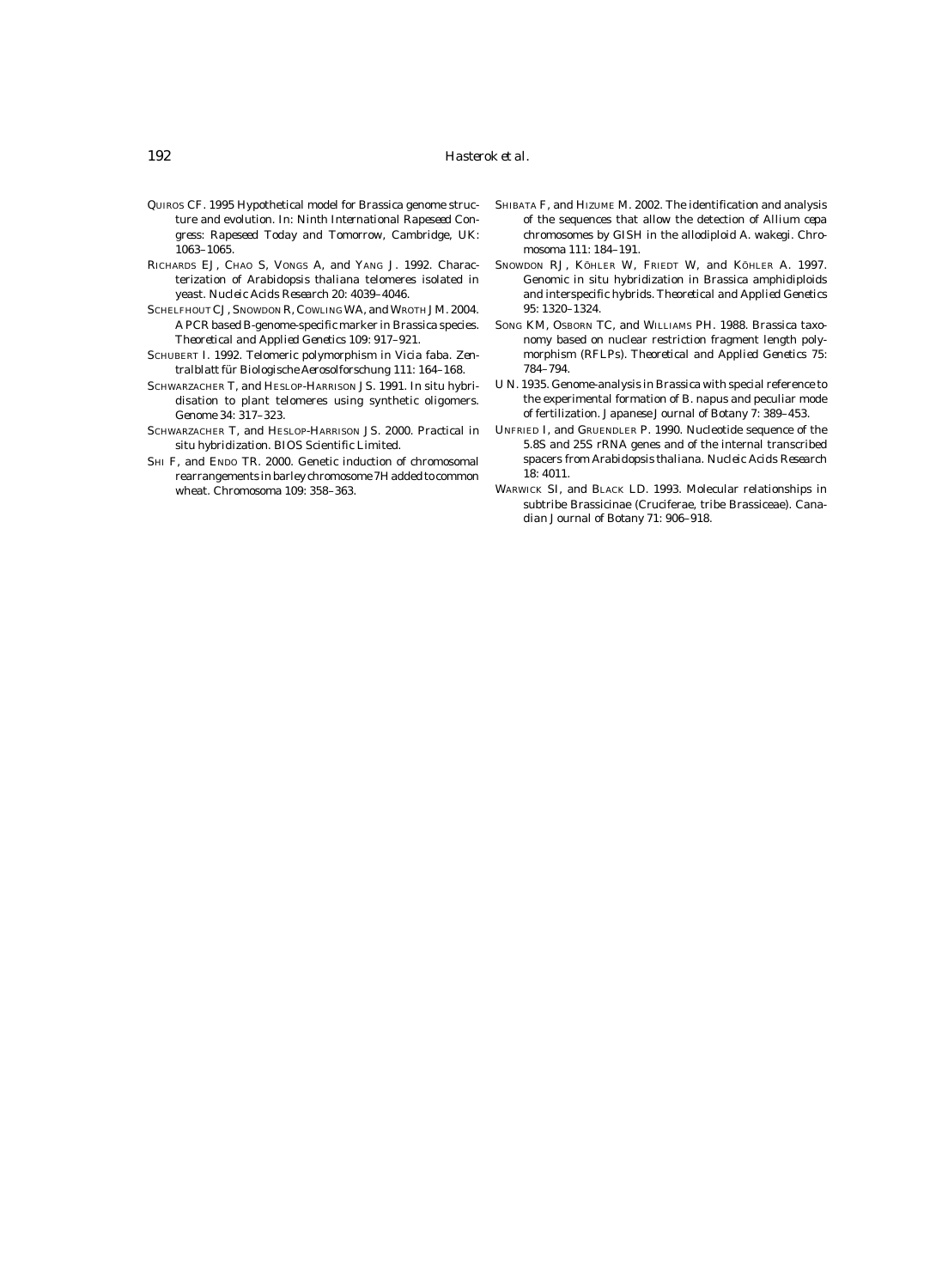QUIROS CF. 1995 Hypothetical model for Brassica genome structure and evolution. In: Ninth International Rapeseed Congress: Rapeseed Today and Tomorrow, Cambridge, UK: 1063–1065.

RICHARDS EJ, CHAO S, VONGS A, and YANG J. 1992. Characterization of *Arabidopsis thaliana* telomeres isolated in yeast. *Nucleic Acids Research* 20: 4039–4046.

SCHELFHOUT CJ, SNOWDON R, COWLING WA, and WROTH JM. 2004. A PCR based B-genome-specific marker in Brassica species. *Theoretical and Applied Genetics* 109: 917–921.

SCHUBERT I. 1992. Telomeric polymorphism in *Vicia faba*. *Zentralblatt für Biologische Aerosolforschung* 111: 164–168.

SCHWARZACHER T, and HESLOP-HARRISON JS. 1991. In situ hybridisation to plant telomeres using synthetic oligomers. *Genome* 34: 317–323.

SCHWARZACHER T, and HESLOP-HARRISON JS. 2000. Practical in situ hybridization. BIOS Scientific Limited.

SHI F, and ENDO TR. 2000. Genetic induction of chromosomal rearrangements in barley chromosome 7H added to common wheat. *Chromosoma* 109: 358–363.

SHIBATA F, and HIZUME M. 2002. The identification and analysis of the sequences that allow the detection of *Allium cepa* chromosomes by GISH in the allodiploid *A. wakegi*. *Chromosoma* 111: 184–191.

SNOWDON RJ, KÖHLER W, FRIEDT W, and KÖHLER A. 1997. Genomic in situ hybridization in Brassica amphidiploids and interspecific hybrids. *Theoretical and Applied Genetics* 95: 1320–1324.

SONG KM, OSBORN TC, and WILLIAMS PH. 1988. Brassica taxonomy based on nuclear restriction fragment length polymorphism (RFLPs). *Theoretical and Applied Genetics* 75: 784–794.

U N. 1935. Genome-analysis in Brassica with special reference to the experimental formation of *B. napus* and peculiar mode of fertilization. *Japanese Journal of Botany* 7: 389–453.

UNFRIED I, and GRUENDLER P. 1990. Nucleotide sequence of the 5.8S and 25S rRNA genes and of the internal transcribed spacers from *Arabidopsis thaliana*. *Nucleic Acids Research* 18: 4011.

WARWICK SI, and BLACK LD. 1993. Molecular relationships in subtribe Brassicinae (Cruciferae, tribe Brassiceae). *Canadian Journal of Botany* 71: 906–918.